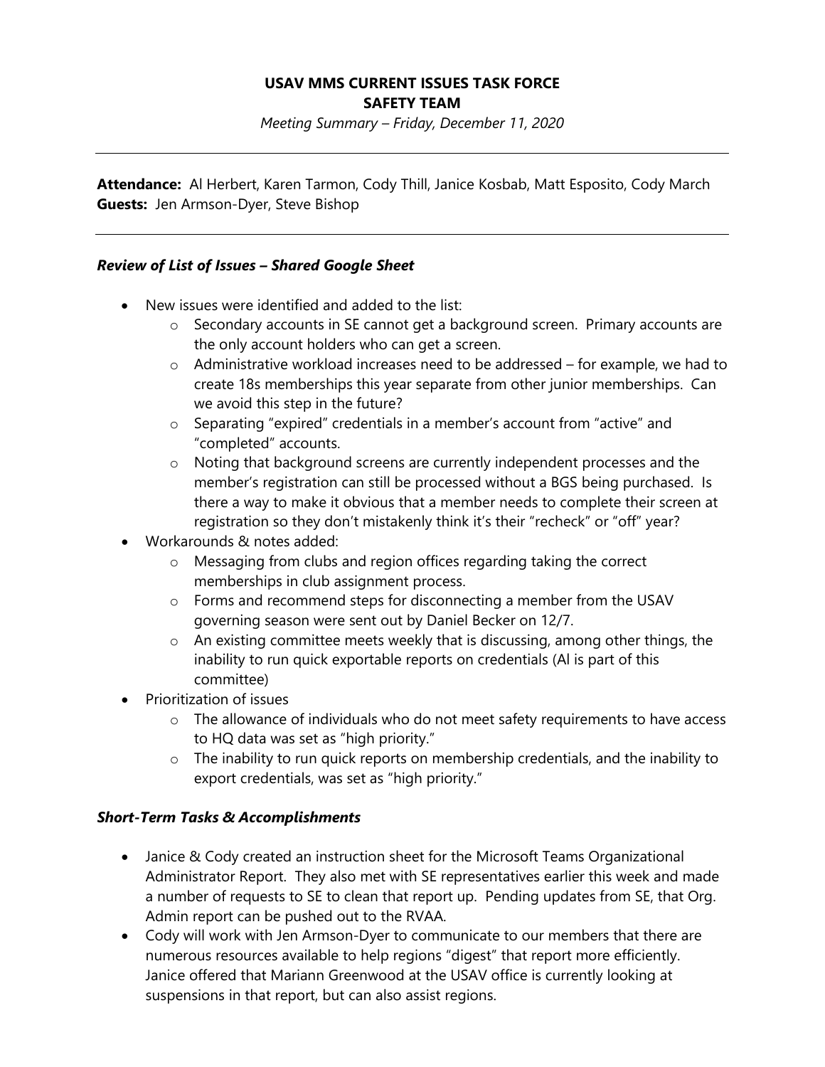# USAV MMS CURRENT ISSUES TASK FORCE
## SAFETY TEAM

*Meeting Summary – Friday, December 11, 2020*

---

**Attendance:** Al Herbert, Karen Tarmon, Cody Thill, Janice Kosbab, Matt Esposito, Cody March
**Guests:** Jen Armson-Dyer, Steve Bishop

---

### *Review of List of Issues – Shared Google Sheet*

- New issues were identified and added to the list:
  - Secondary accounts in SE cannot get a background screen. Primary accounts are the only account holders who can get a screen.
  - Administrative workload increases need to be addressed – for example, we had to create 18s memberships this year separate from other junior memberships. Can we avoid this step in the future?
  - Separating "expired" credentials in a member's account from "active" and "completed" accounts.
  - Noting that background screens are currently independent processes and the member's registration can still be processed without a BGS being purchased. Is there a way to make it obvious that a member needs to complete their screen at registration so they don't mistakenly think it's their "recheck" or "off" year?
- Workarounds & notes added:
  - Messaging from clubs and region offices regarding taking the correct memberships in club assignment process.
  - Forms and recommend steps for disconnecting a member from the USAV governing season were sent out by Daniel Becker on 12/7.
  - An existing committee meets weekly that is discussing, among other things, the inability to run quick exportable reports on credentials (Al is part of this committee)
- Prioritization of issues
  - The allowance of individuals who do not meet safety requirements to have access to HQ data was set as "high priority."
  - The inability to run quick reports on membership credentials, and the inability to export credentials, was set as "high priority."

### *Short-Term Tasks & Accomplishments*

- Janice & Cody created an instruction sheet for the Microsoft Teams Organizational Administrator Report. They also met with SE representatives earlier this week and made a number of requests to SE to clean that report up. Pending updates from SE, that Org. Admin report can be pushed out to the RVAA.
- Cody will work with Jen Armson-Dyer to communicate to our members that there are numerous resources available to help regions "digest" that report more efficiently. Janice offered that Mariann Greenwood at the USAV office is currently looking at suspensions in that report, but can also assist regions.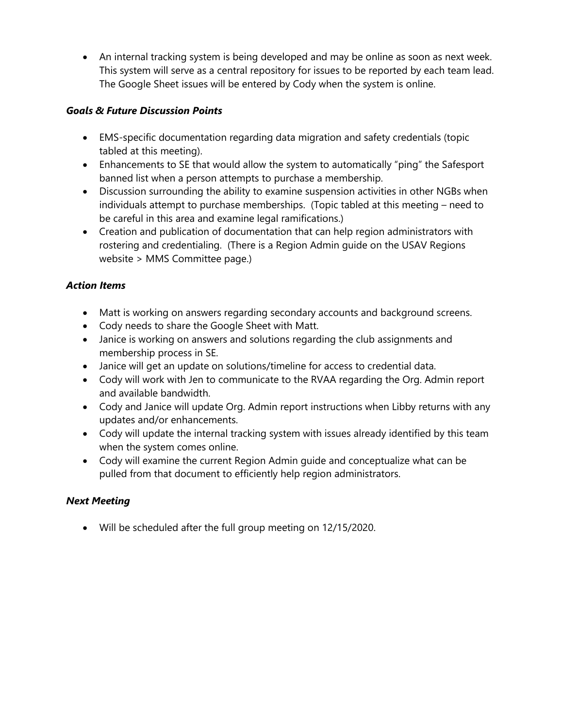- An internal tracking system is being developed and may be online as soon as next week. This system will serve as a central repository for issues to be reported by each team lead. The Google Sheet issues will be entered by Cody when the system is online.

***Goals & Future Discussion Points***

- EMS-specific documentation regarding data migration and safety credentials (topic tabled at this meeting).
- Enhancements to SE that would allow the system to automatically "ping" the Safesport banned list when a person attempts to purchase a membership.
- Discussion surrounding the ability to examine suspension activities in other NGBs when individuals attempt to purchase memberships. (Topic tabled at this meeting – need to be careful in this area and examine legal ramifications.)
- Creation and publication of documentation that can help region administrators with rostering and credentialing. (There is a Region Admin guide on the USAV Regions website > MMS Committee page.)

***Action Items***

- Matt is working on answers regarding secondary accounts and background screens.
- Cody needs to share the Google Sheet with Matt.
- Janice is working on answers and solutions regarding the club assignments and membership process in SE.
- Janice will get an update on solutions/timeline for access to credential data.
- Cody will work with Jen to communicate to the RVAA regarding the Org. Admin report and available bandwidth.
- Cody and Janice will update Org. Admin report instructions when Libby returns with any updates and/or enhancements.
- Cody will update the internal tracking system with issues already identified by this team when the system comes online.
- Cody will examine the current Region Admin guide and conceptualize what can be pulled from that document to efficiently help region administrators.

***Next Meeting***

- Will be scheduled after the full group meeting on 12/15/2020.